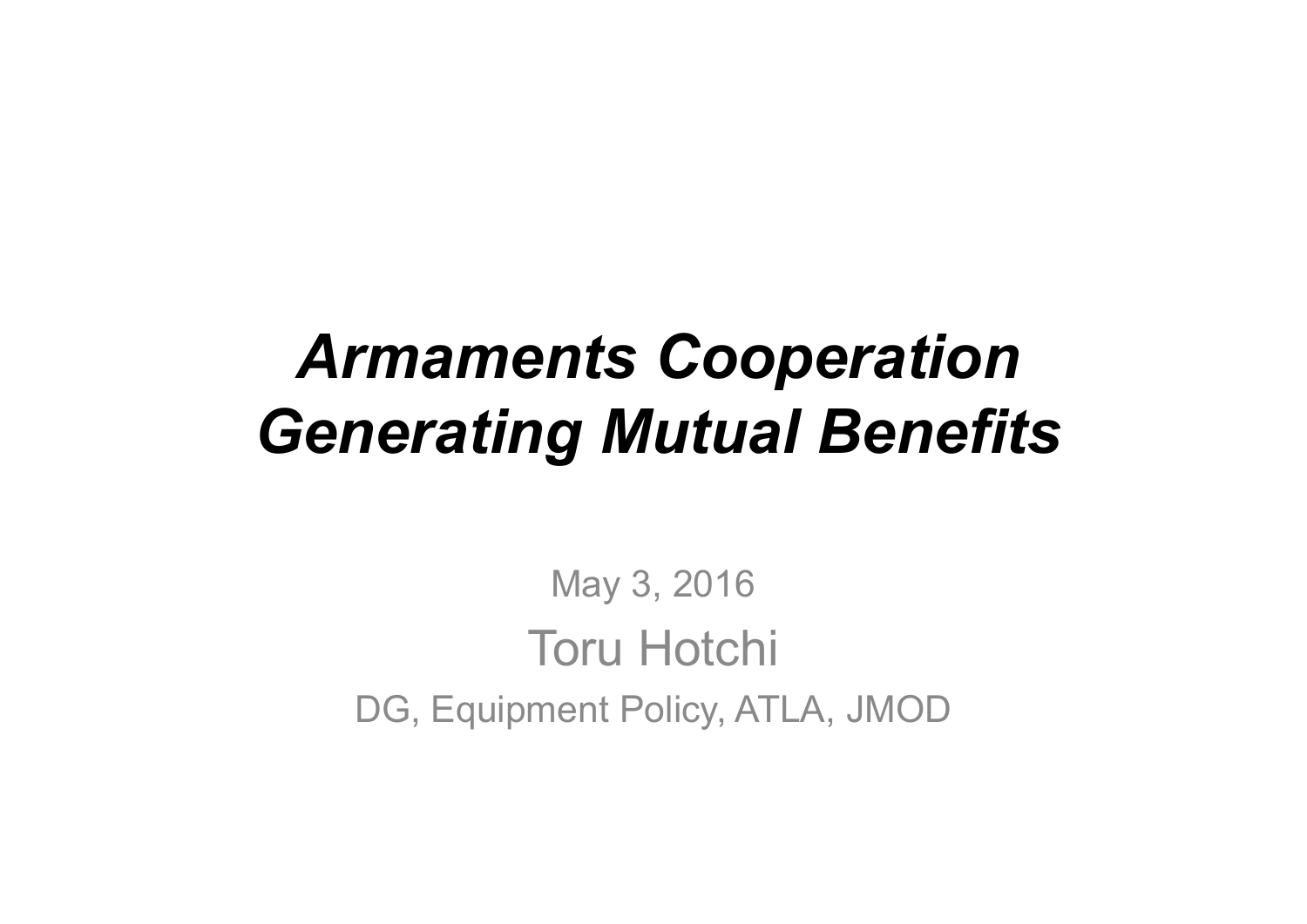# *Armaments Cooperation Generating Mutual Benefits*

May 3, 2016

Toru Hotchi

DG, Equipment Policy, ATLA, JMOD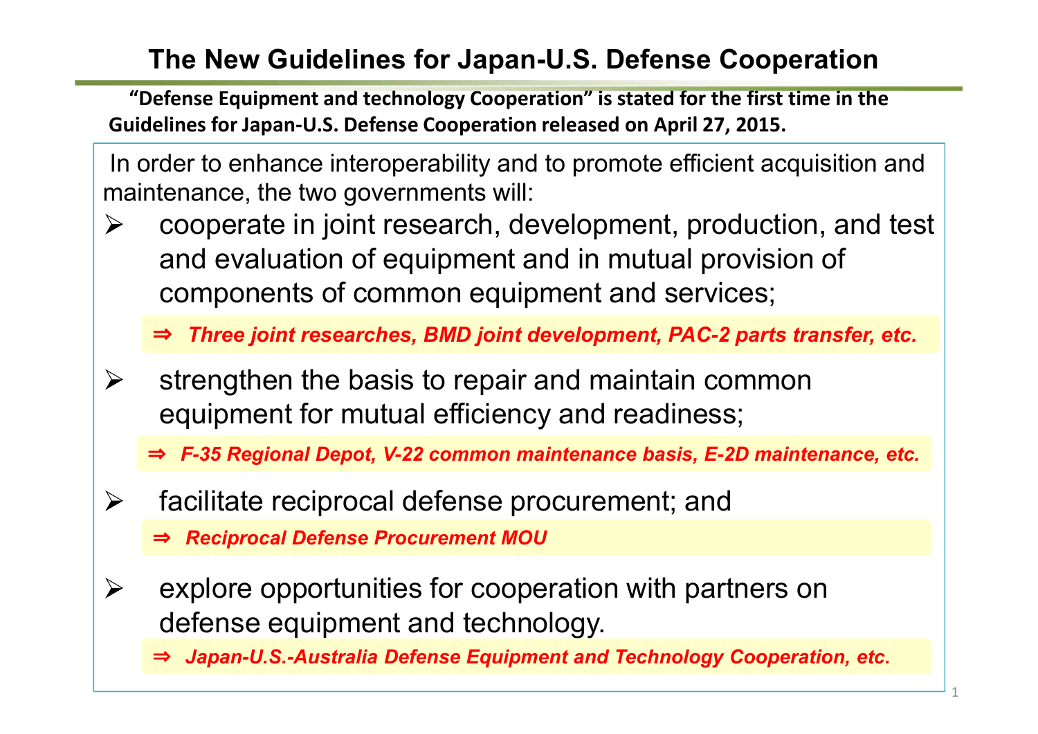# The New Guidelines for Japan-U.S. Defense Cooperation

**"Defense Equipment and technology Cooperation" is stated for the first time in the Guidelines for Japan-U.S. Defense Cooperation released on April 27, 2015.**

In order to enhance interoperability and to promote efficient acquisition and maintenance, the two governments will:

- cooperate in joint research, development, production, and test and evaluation of equipment and in mutual provision of components of common equipment and services;

  ⇒ ***Three joint researches, BMD joint development, PAC-2 parts transfer, etc.***

- strengthen the basis to repair and maintain common equipment for mutual efficiency and readiness;

  ⇒ ***F-35 Regional Depot, V-22 common maintenance basis, E-2D maintenance, etc.***

- facilitate reciprocal defense procurement; and

  ⇒ ***Reciprocal Defense Procurement MOU***

- explore opportunities for cooperation with partners on defense equipment and technology.

  ⇒ ***Japan-U.S.-Australia Defense Equipment and Technology Cooperation, etc.***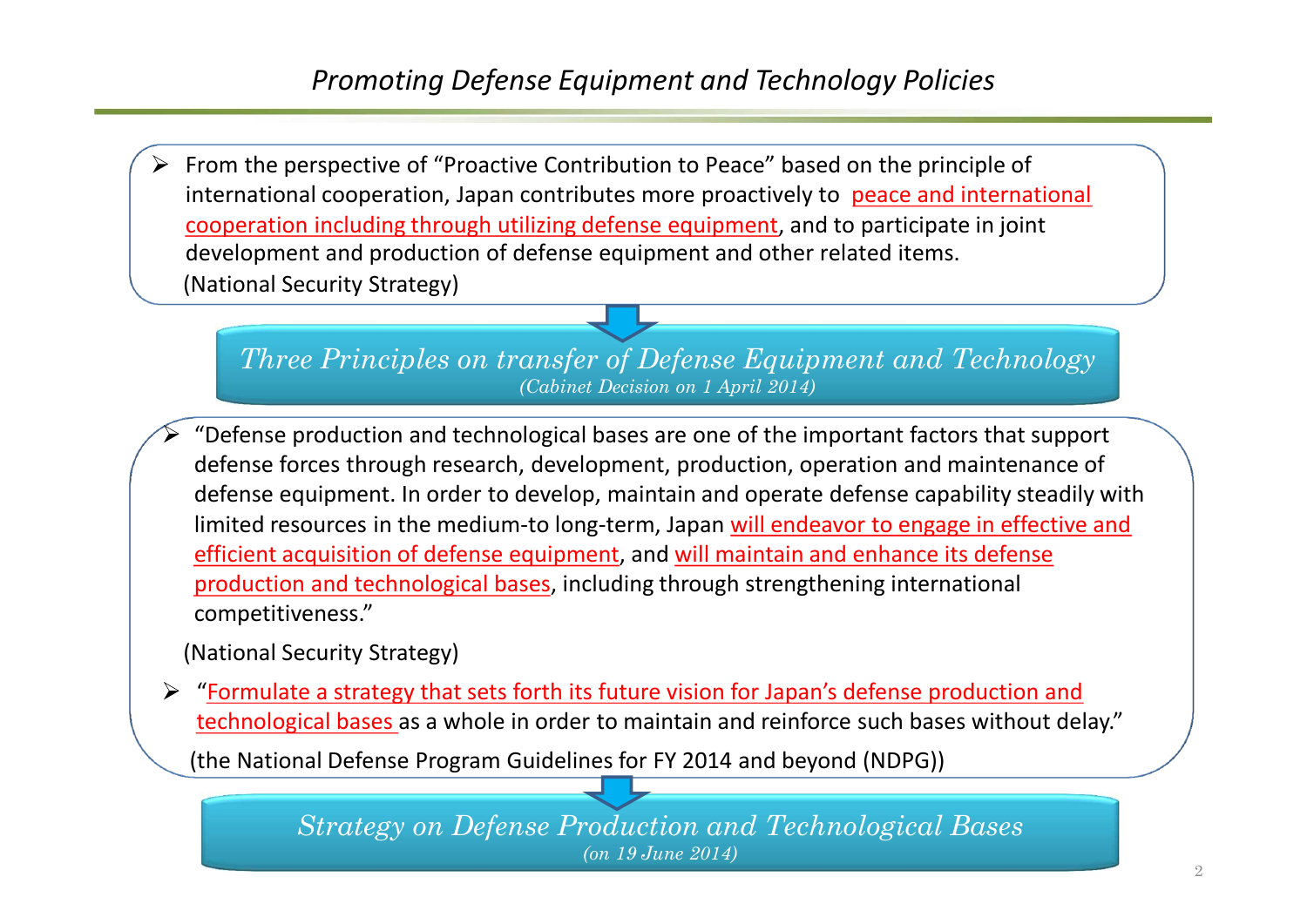# *Promoting Defense Equipment and Technology Policies*

- From the perspective of "Proactive Contribution to Peace" based on the principle of international cooperation, Japan contributes more proactively to peace and international cooperation including through utilizing defense equipment, and to participate in joint development and production of defense equipment and other related items.

(National Security Strategy)

## *Three Principles on transfer of Defense Equipment and Technology*

*(Cabinet Decision on 1 April 2014)*

- "Defense production and technological bases are one of the important factors that support defense forces through research, development, production, operation and maintenance of defense equipment. In order to develop, maintain and operate defense capability steadily with limited resources in the medium-to long-term, Japan will endeavor to engage in effective and efficient acquisition of defense equipment, and will maintain and enhance its defense production and technological bases, including through strengthening international competitiveness."

(National Security Strategy)

- "Formulate a strategy that sets forth its future vision for Japan's defense production and technological bases as a whole in order to maintain and reinforce such bases without delay."

(the National Defense Program Guidelines for FY 2014 and beyond (NDPG))

## *Strategy on Defense Production and Technological Bases*

*(on 19 June 2014)*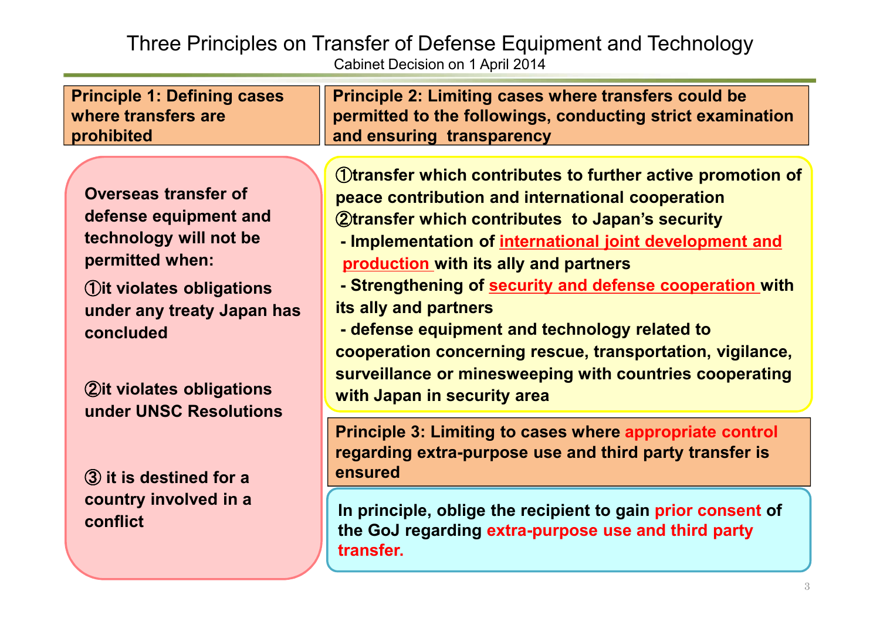# Three Principles on Transfer of Defense Equipment and Technology

Cabinet Decision on 1 April 2014

**Principle 1: Defining cases where transfers are prohibited**

**Overseas transfer of defense equipment and technology will not be permitted when:**

**①it violates obligations under any treaty Japan has concluded**

**②it violates obligations under UNSC Resolutions**

**③ it is destined for a country involved in a conflict**

**Principle 2: Limiting cases where transfers could be permitted to the followings, conducting strict examination and ensuring transparency**

**①transfer which contributes to further active promotion of peace contribution and international cooperation**

**②transfer which contributes to Japan's security**

- **Implementation of international joint development and production with its ally and partners**
- **Strengthening of security and defense cooperation with its ally and partners**
- **defense equipment and technology related to cooperation concerning rescue, transportation, vigilance, surveillance or minesweeping with countries cooperating with Japan in security area**

**Principle 3: Limiting to cases where appropriate control regarding extra-purpose use and third party transfer is ensured**

**In principle, oblige the recipient to gain prior consent of the GoJ regarding extra-purpose use and third party transfer.**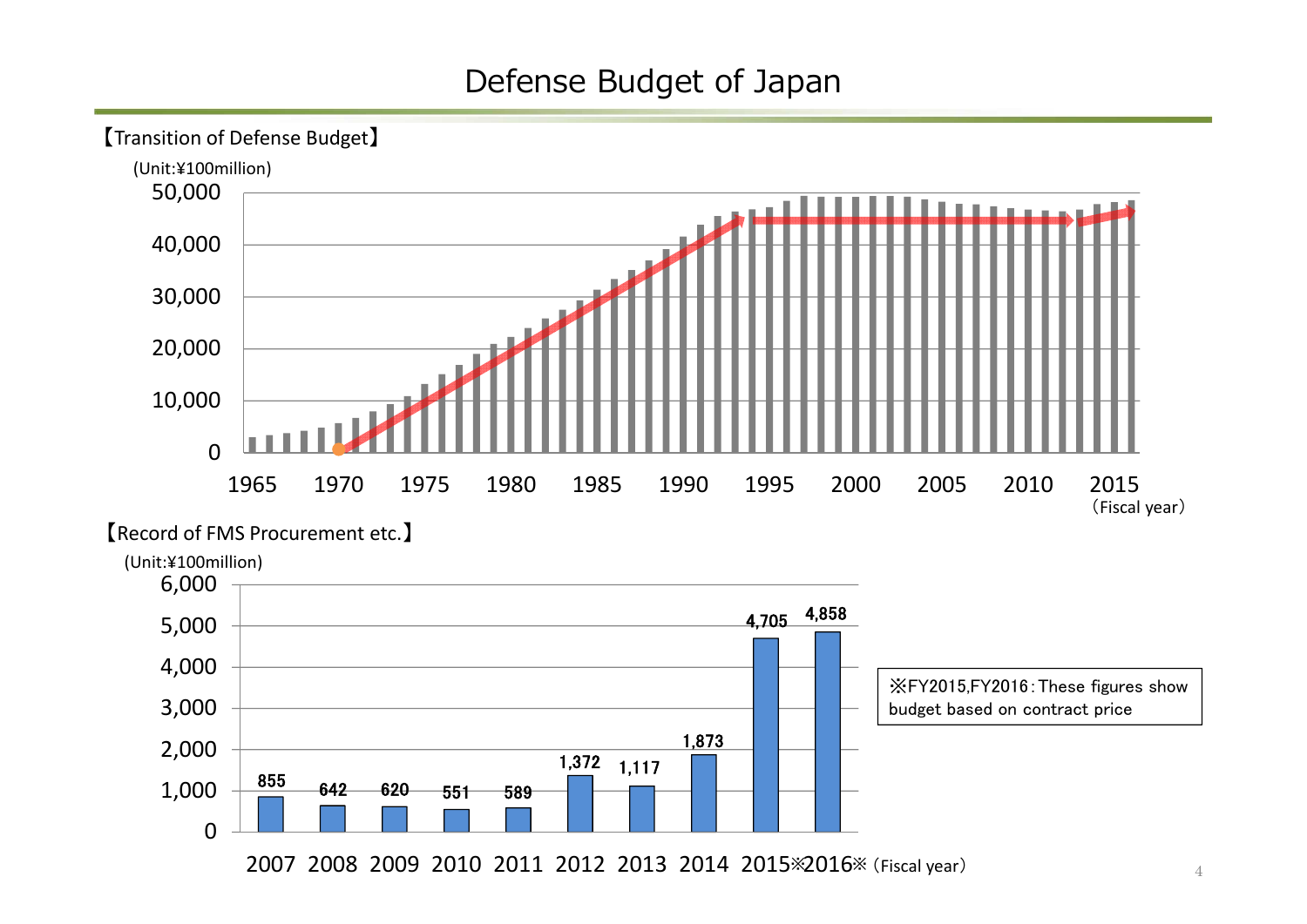# Defense Budget of Japan

【Transition of Defense Budget】

(Unit:¥100million)

【Record of FMS Procurement etc.】

(Unit:¥100million)

| Fiscal year | 2007 | 2008 | 2009 | 2010 | 2011 | 2012 | 2013 | 2014 | 2015※ | 2016※ |
|---|---|---|---|---|---|---|---|---|---|---|
| FMS Procurement etc. | 855 | 642 | 620 | 551 | 589 | 1,372 | 1,117 | 1,873 | 4,705 | 4,858 |

※FY2015,FY2016 : These figures show budget based on contract price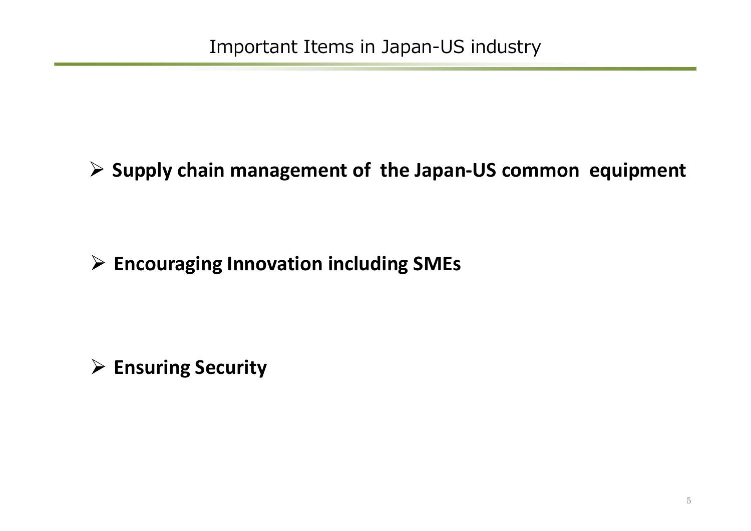# Important Items in Japan-US industry

- **Supply chain management of the Japan-US common equipment**

- **Encouraging Innovation including SMEs**

- **Ensuring Security**